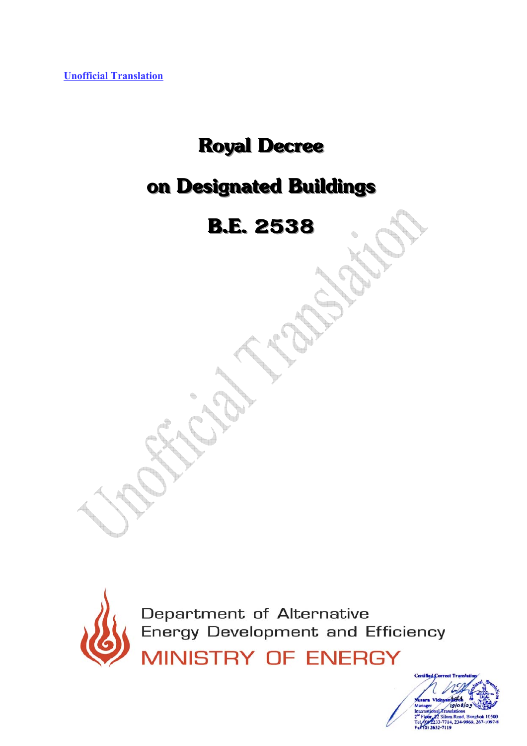Unofficial Translation

# Royal Decree

# on Designated Buildings

# B.E. 2538

Department of Alternative Energy Development and Efficiency

MINISTRY OF ENERGY

Certified Correct Translation
Nusara Vidhyanidhi
Manager 19/08/03
International Translations
2nd Floor, 22 Silom Road, Bangkok 10500
Tel (0) 2233-7714, 234-9969, 267-1097-8
Fax (0) 2632-7119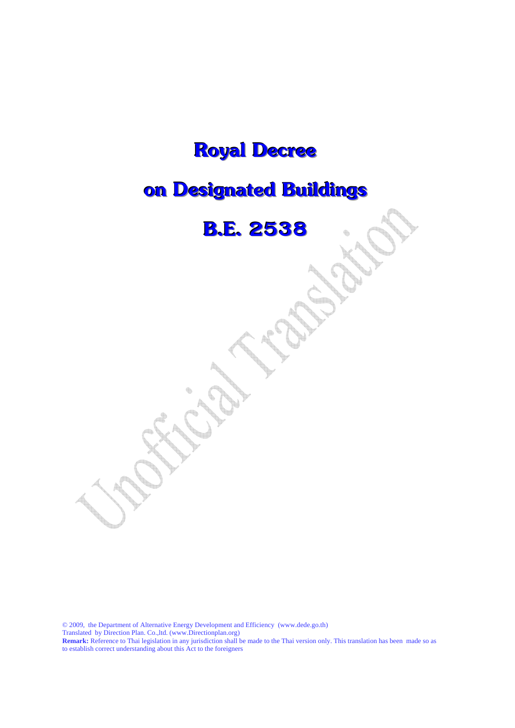# Royal Decree

# on Designated Buildings

# B.E. 2538

© 2009, the Department of Alternative Energy Development and Efficiency (www.dede.go.th)
Translated by Direction Plan. Co.,ltd. (www.Directionplan.org)
**Remark:** Reference to Thai legislation in any jurisdiction shall be made to the Thai version only. This translation has been made so as to establish correct understanding about this Act to the foreigners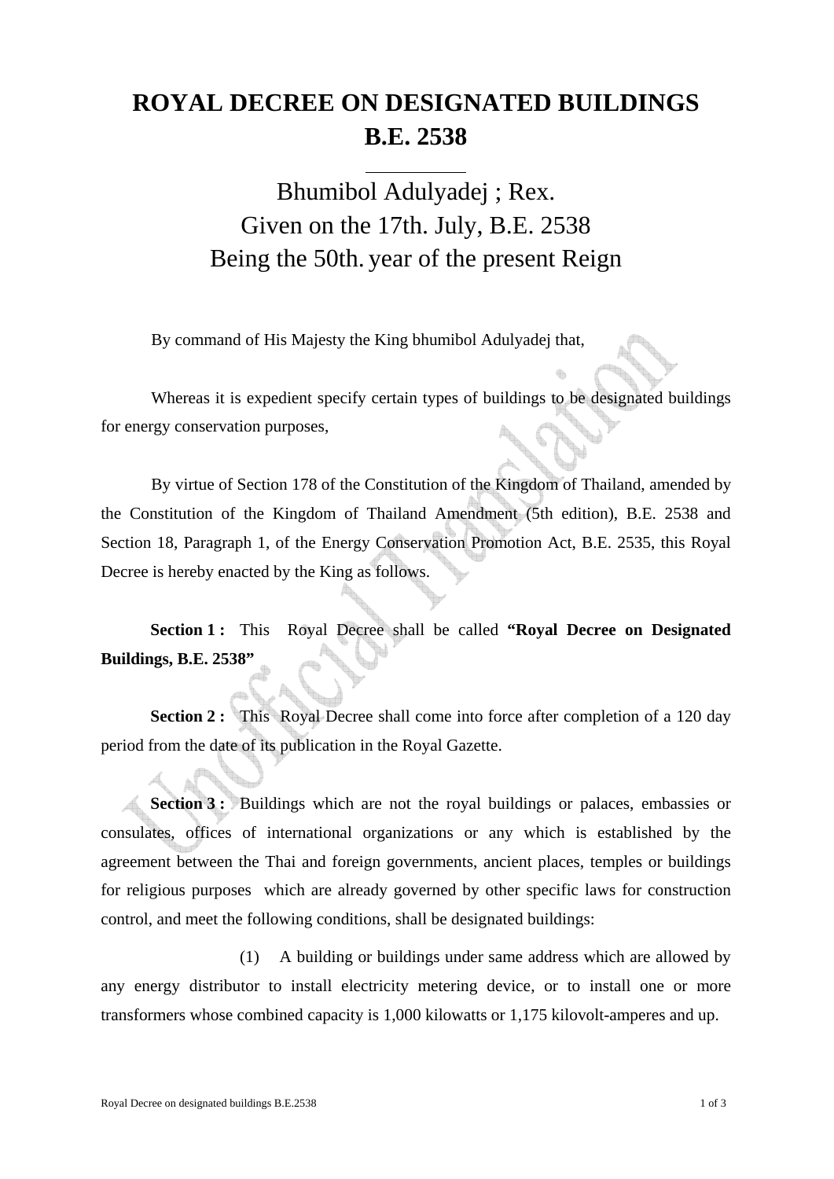# ROYAL DECREE ON DESIGNATED BUILDINGS B.E. 2538

Bhumibol Adulyadej ; Rex.
Given on the 17th. July, B.E. 2538
Being the 50th. year of the present Reign

By command of His Majesty the King bhumibol Adulyadej that,

Whereas it is expedient specify certain types of buildings to be designated buildings for energy conservation purposes,

By virtue of Section 178 of the Constitution of the Kingdom of Thailand, amended by the Constitution of the Kingdom of Thailand Amendment (5th edition), B.E. 2538 and Section 18, Paragraph 1, of the Energy Conservation Promotion Act, B.E. 2535, this Royal Decree is hereby enacted by the King as follows.

**Section 1 :** This Royal Decree shall be called **"Royal Decree on Designated Buildings, B.E. 2538"**

**Section 2 :** This Royal Decree shall come into force after completion of a 120 day period from the date of its publication in the Royal Gazette.

**Section 3 :** Buildings which are not the royal buildings or palaces, embassies or consulates, offices of international organizations or any which is established by the agreement between the Thai and foreign governments, ancient places, temples or buildings for religious purposes which are already governed by other specific laws for construction control, and meet the following conditions, shall be designated buildings:

(1) A building or buildings under same address which are allowed by any energy distributor to install electricity metering device, or to install one or more transformers whose combined capacity is 1,000 kilowatts or 1,175 kilovolt-amperes and up.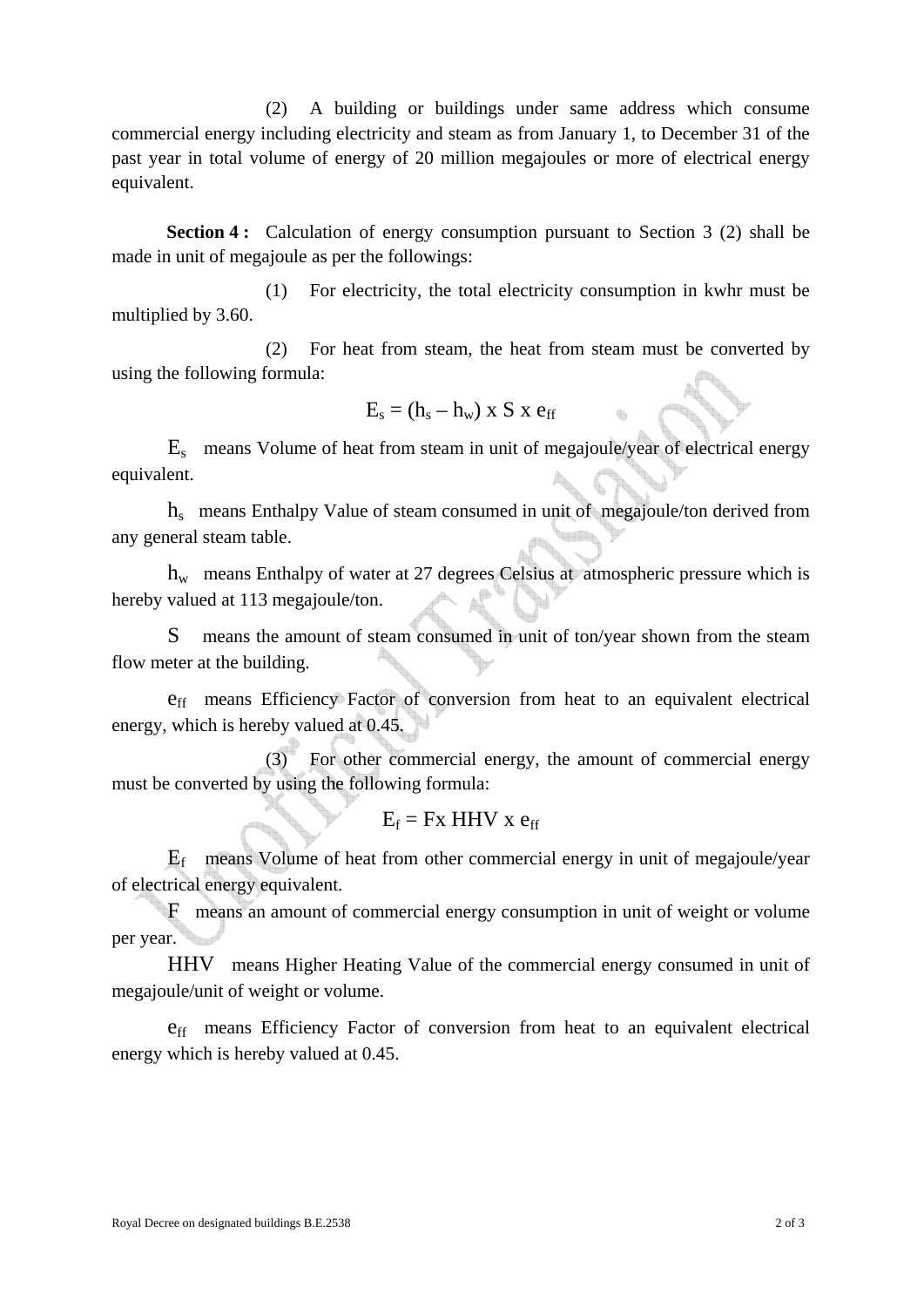(2) A building or buildings under same address which consume commercial energy including electricity and steam as from January 1, to December 31 of the past year in total volume of energy of 20 million megajoules or more of electrical energy equivalent.

**Section 4 :** Calculation of energy consumption pursuant to Section 3 (2) shall be made in unit of megajoule as per the followings:

(1) For electricity, the total electricity consumption in kwhr must be multiplied by 3.60.

(2) For heat from steam, the heat from steam must be converted by using the following formula:

$$E_s = (h_s - h_w) \text{ x } S \text{ x } e_{ff}$$

$E_s$ means Volume of heat from steam in unit of megajoule/year of electrical energy equivalent.

$h_s$ means Enthalpy Value of steam consumed in unit of megajoule/ton derived from any general steam table.

$h_w$ means Enthalpy of water at 27 degrees Celsius at atmospheric pressure which is hereby valued at 113 megajoule/ton.

$S$ means the amount of steam consumed in unit of ton/year shown from the steam flow meter at the building.

$e_{ff}$ means Efficiency Factor of conversion from heat to an equivalent electrical energy, which is hereby valued at 0.45.

(3) For other commercial energy, the amount of commercial energy must be converted by using the following formula:

$$E_f = F \text{x } HHV \text{ x } e_{ff}$$

$E_f$ means Volume of heat from other commercial energy in unit of megajoule/year of electrical energy equivalent.

$F$ means an amount of commercial energy consumption in unit of weight or volume per year.

$HHV$ means Higher Heating Value of the commercial energy consumed in unit of megajoule/unit of weight or volume.

$e_{ff}$ means Efficiency Factor of conversion from heat to an equivalent electrical energy which is hereby valued at 0.45.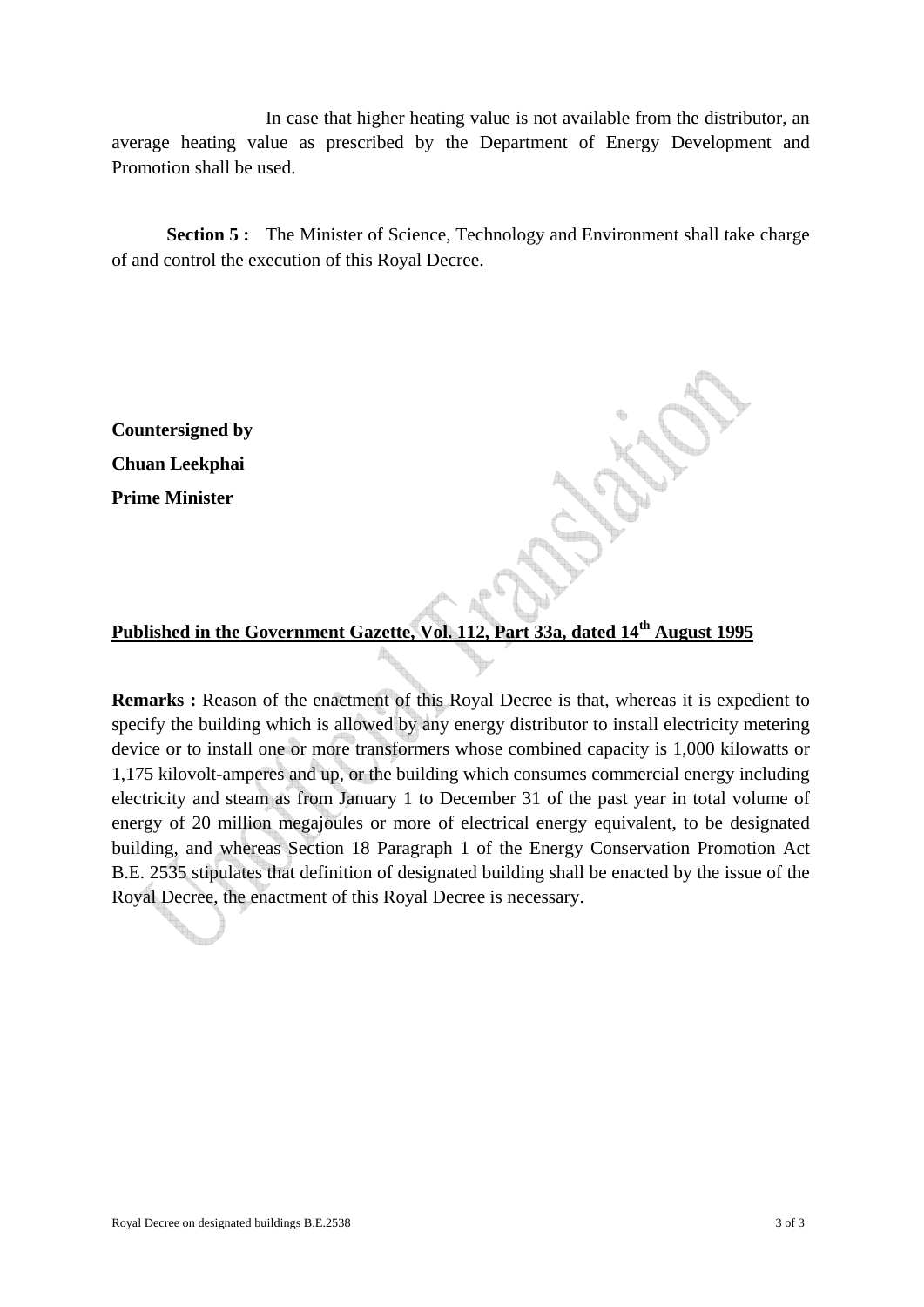In case that higher heating value is not available from the distributor, an average heating value as prescribed by the Department of Energy Development and Promotion shall be used.

**Section 5 :** The Minister of Science, Technology and Environment shall take charge of and control the execution of this Royal Decree.

**Countersigned by**

**Chuan Leekphai**

**Prime Minister**

**Published in the Government Gazette, Vol. 112, Part 33a, dated 14th August 1995**

**Remarks :** Reason of the enactment of this Royal Decree is that, whereas it is expedient to specify the building which is allowed by any energy distributor to install electricity metering device or to install one or more transformers whose combined capacity is 1,000 kilowatts or 1,175 kilovolt-amperes and up, or the building which consumes commercial energy including electricity and steam as from January 1 to December 31 of the past year in total volume of energy of 20 million megajoules or more of electrical energy equivalent, to be designated building, and whereas Section 18 Paragraph 1 of the Energy Conservation Promotion Act B.E. 2535 stipulates that definition of designated building shall be enacted by the issue of the Royal Decree, the enactment of this Royal Decree is necessary.